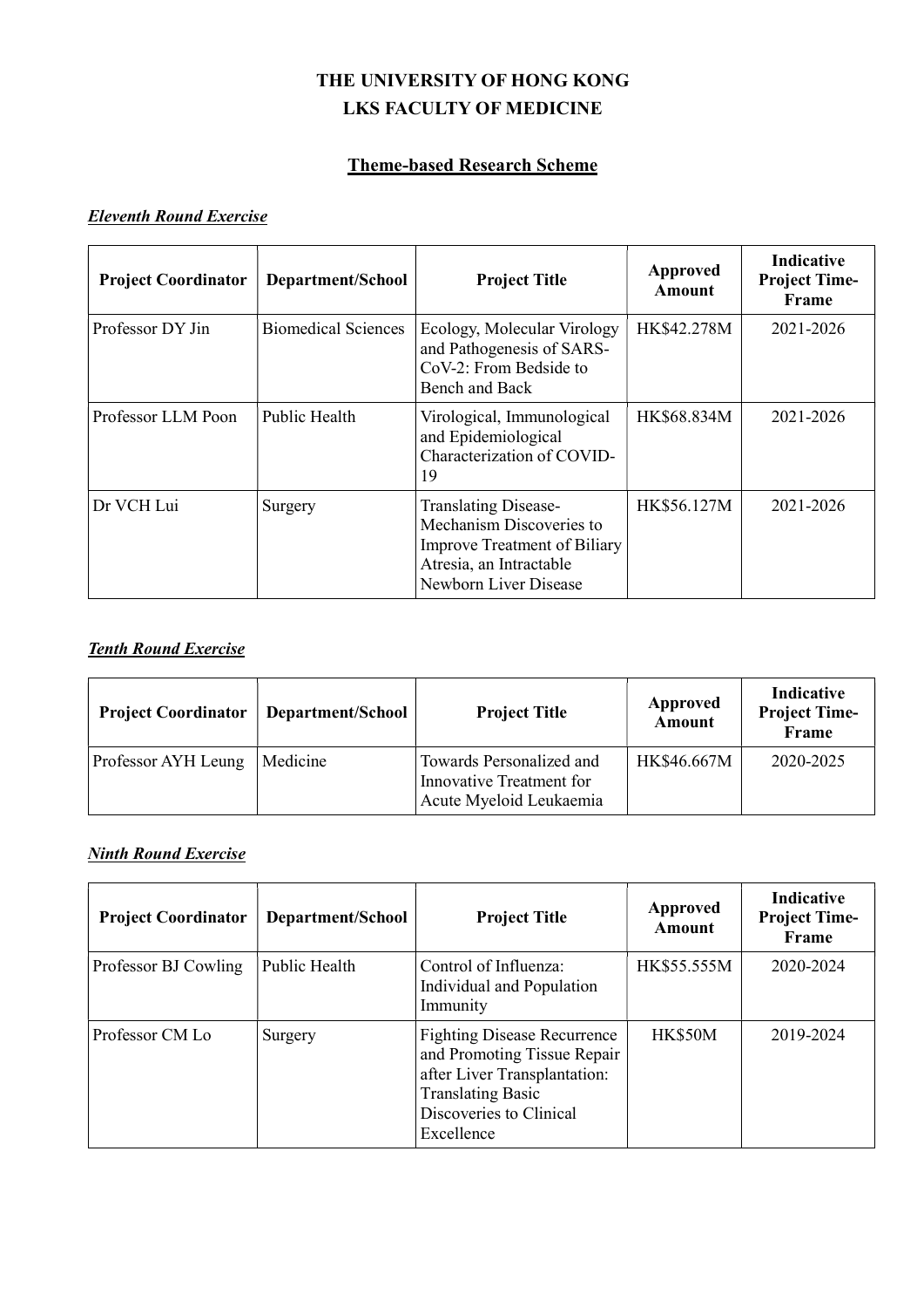# THE UNIVERSITY OF HONG KONG
# LKS FACULTY OF MEDICINE

## Theme-based Research Scheme

### *Eleventh Round Exercise*

| Project Coordinator | Department/School | Project Title | Approved Amount | Indicative Project Time-Frame |
|---|---|---|---|---|
| Professor DY Jin | Biomedical Sciences | Ecology, Molecular Virology and Pathogenesis of SARS-CoV-2: From Bedside to Bench and Back | HK$42.278M | 2021-2026 |
| Professor LLM Poon | Public Health | Virological, Immunological and Epidemiological Characterization of COVID-19 | HK$68.834M | 2021-2026 |
| Dr VCH Lui | Surgery | Translating Disease-Mechanism Discoveries to Improve Treatment of Biliary Atresia, an Intractable Newborn Liver Disease | HK$56.127M | 2021-2026 |

### *Tenth Round Exercise*

| Project Coordinator | Department/School | Project Title | Approved Amount | Indicative Project Time-Frame |
|---|---|---|---|---|
| Professor AYH Leung | Medicine | Towards Personalized and Innovative Treatment for Acute Myeloid Leukaemia | HK$46.667M | 2020-2025 |

### *Ninth Round Exercise*

| Project Coordinator | Department/School | Project Title | Approved Amount | Indicative Project Time-Frame |
|---|---|---|---|---|
| Professor BJ Cowling | Public Health | Control of Influenza: Individual and Population Immunity | HK$55.555M | 2020-2024 |
| Professor CM Lo | Surgery | Fighting Disease Recurrence and Promoting Tissue Repair after Liver Transplantation: Translating Basic Discoveries to Clinical Excellence | HK$50M | 2019-2024 |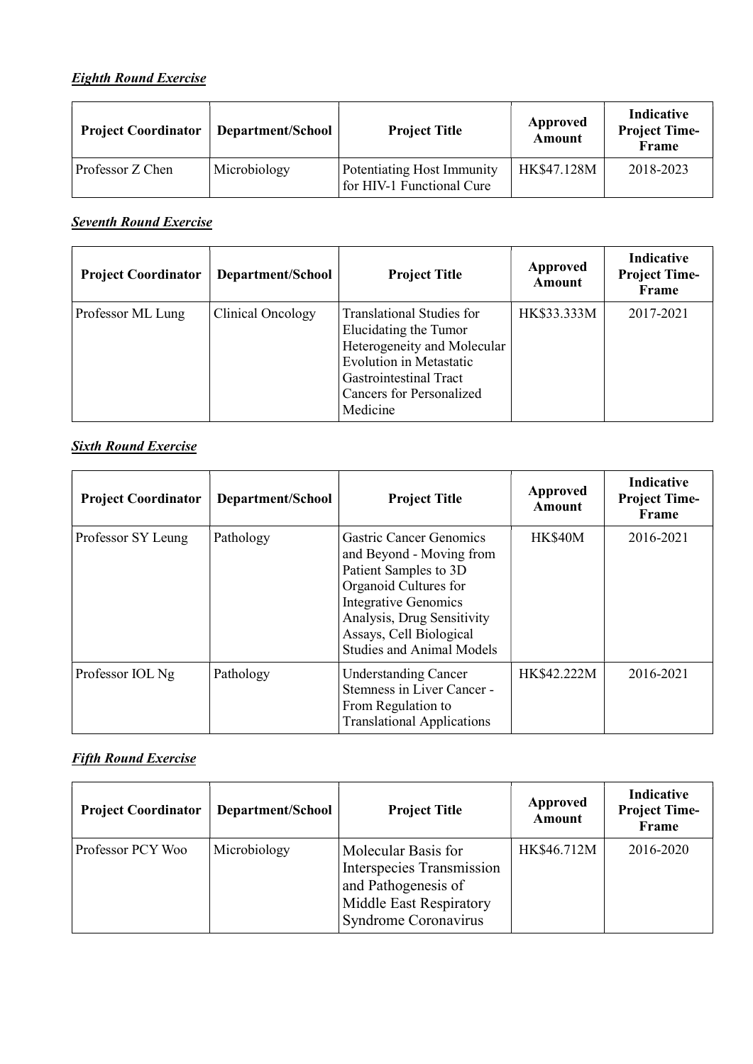***Eighth Round Exercise***

| Project Coordinator | Department/School | Project Title | Approved Amount | Indicative Project Time-Frame |
|---|---|---|---|---|
| Professor Z Chen | Microbiology | Potentiating Host Immunity for HIV-1 Functional Cure | HK$47.128M | 2018-2023 |

***Seventh Round Exercise***

| Project Coordinator | Department/School | Project Title | Approved Amount | Indicative Project Time-Frame |
|---|---|---|---|---|
| Professor ML Lung | Clinical Oncology | Translational Studies for Elucidating the Tumor Heterogeneity and Molecular Evolution in Metastatic Gastrointestinal Tract Cancers for Personalized Medicine | HK$33.333M | 2017-2021 |

***Sixth Round Exercise***

| Project Coordinator | Department/School | Project Title | Approved Amount | Indicative Project Time-Frame |
|---|---|---|---|---|
| Professor SY Leung | Pathology | Gastric Cancer Genomics and Beyond - Moving from Patient Samples to 3D Organoid Cultures for Integrative Genomics Analysis, Drug Sensitivity Assays, Cell Biological Studies and Animal Models | HK$40M | 2016-2021 |
| Professor IOL Ng | Pathology | Understanding Cancer Stemness in Liver Cancer - From Regulation to Translational Applications | HK$42.222M | 2016-2021 |

***Fifth Round Exercise***

| Project Coordinator | Department/School | Project Title | Approved Amount | Indicative Project Time-Frame |
|---|---|---|---|---|
| Professor PCY Woo | Microbiology | Molecular Basis for Interspecies Transmission and Pathogenesis of Middle East Respiratory Syndrome Coronavirus | HK$46.712M | 2016-2020 |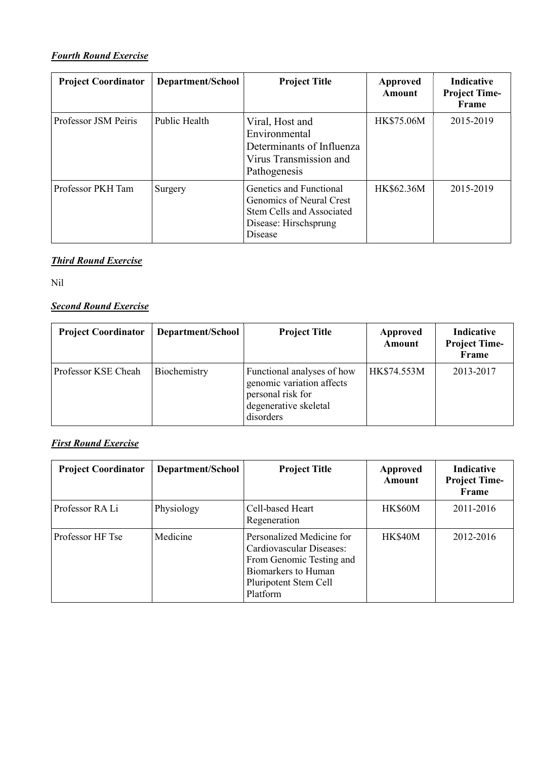***Fourth Round Exercise***

| Project Coordinator | Department/School | Project Title | Approved Amount | Indicative Project Time-Frame |
|---|---|---|---|---|
| Professor JSM Peiris | Public Health | Viral, Host and Environmental Determinants of Influenza Virus Transmission and Pathogenesis | HK$75.06M | 2015-2019 |
| Professor PKH Tam | Surgery | Genetics and Functional Genomics of Neural Crest Stem Cells and Associated Disease: Hirschsprung Disease | HK$62.36M | 2015-2019 |

***Third Round Exercise***

Nil

***Second Round Exercise***

| Project Coordinator | Department/School | Project Title | Approved Amount | Indicative Project Time-Frame |
|---|---|---|---|---|
| Professor KSE Cheah | Biochemistry | Functional analyses of how genomic variation affects personal risk for degenerative skeletal disorders | HK$74.553M | 2013-2017 |

***First Round Exercise***

| Project Coordinator | Department/School | Project Title | Approved Amount | Indicative Project Time-Frame |
|---|---|---|---|---|
| Professor RA Li | Physiology | Cell-based Heart Regeneration | HK$60M | 2011-2016 |
| Professor HF Tse | Medicine | Personalized Medicine for Cardiovascular Diseases: From Genomic Testing and Biomarkers to Human Pluripotent Stem Cell Platform | HK$40M | 2012-2016 |